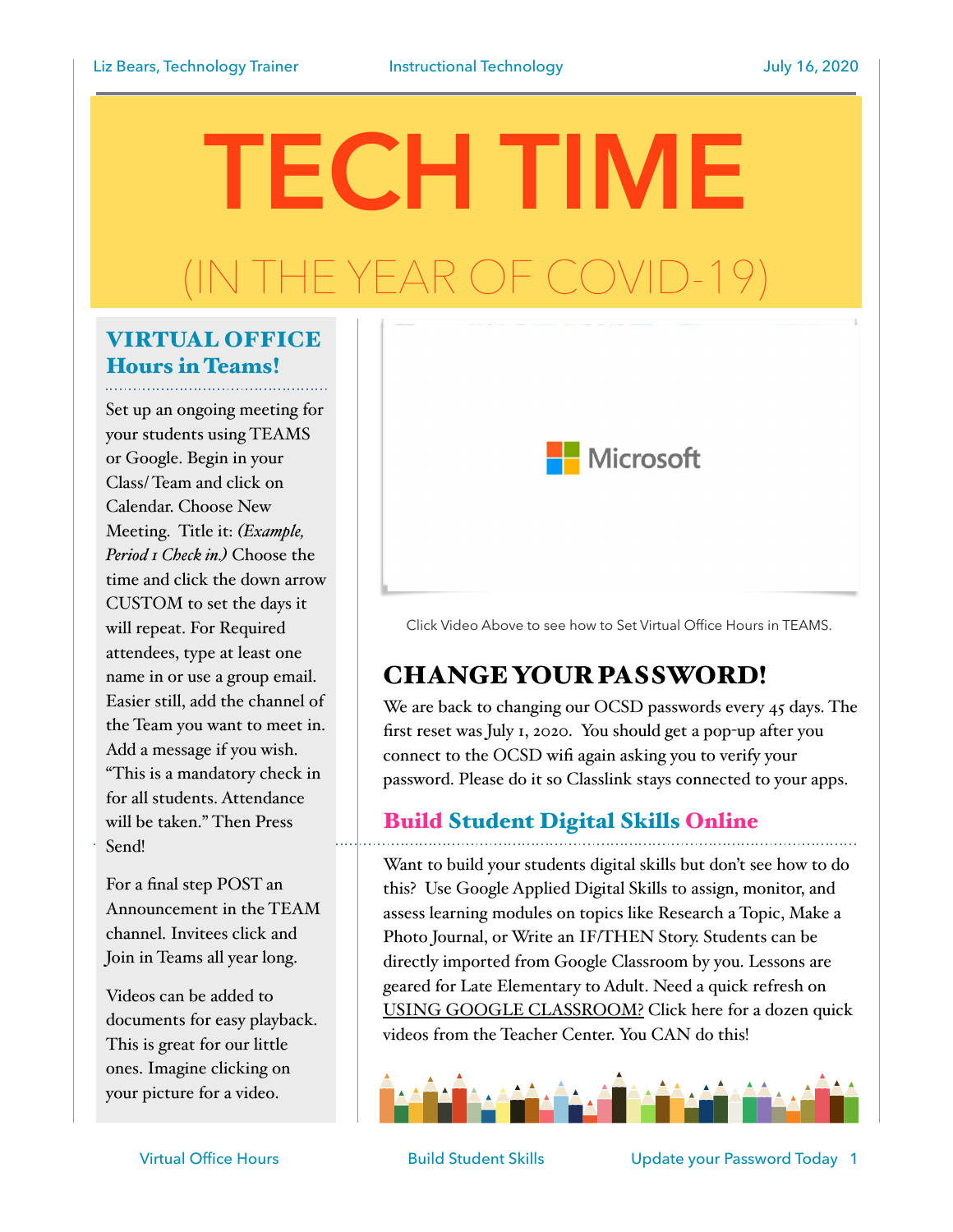# TECH TIME

## (IN THE YEAR OF COVID-19)

### VIRTUAL OFFICE Hours in Teams!

Set up an ongoing meeting for your students using TEAMS or Google. Begin in your Class/ Team and click on Calendar. Choose New Meeting. Title it: *(Example, Period 1 Check in.)* Choose the time and click the down arrow CUSTOM to set the days it will repeat. For Required attendees, type at least one name in or use a group email. Easier still, add the channel of the Team you want to meet in. Add a message if you wish. "This is a mandatory check in for all students. Attendance will be taken." Then Press Send!

For a final step POST an Announcement in the TEAM channel. Invitees click and Join in Teams all year long.

Videos can be added to documents for easy playback. This is great for our little ones. Imagine clicking on your picture for a video.

Microsoft

Click Video Above to see how to Set Virtual Office Hours in TEAMS.

### CHANGE YOUR PASSWORD!

We are back to changing our OCSD passwords every 45 days. The first reset was July 1, 2020. You should get a pop-up after you connect to the OCSD wifi again asking you to verify your password. Please do it so Classlink stays connected to your apps.

### Build Student Digital Skills Online

Want to build your students digital skills but don't see how to do this? Use Google Applied Digital Skills to assign, monitor, and assess learning modules on topics like Research a Topic, Make a Photo Journal, or Write an IF/THEN Story. Students can be directly imported from Google Classroom by you. Lessons are geared for Late Elementary to Adult. Need a quick refresh on USING GOOGLE CLASSROOM? Click here for a dozen quick videos from the Teacher Center. You CAN do this!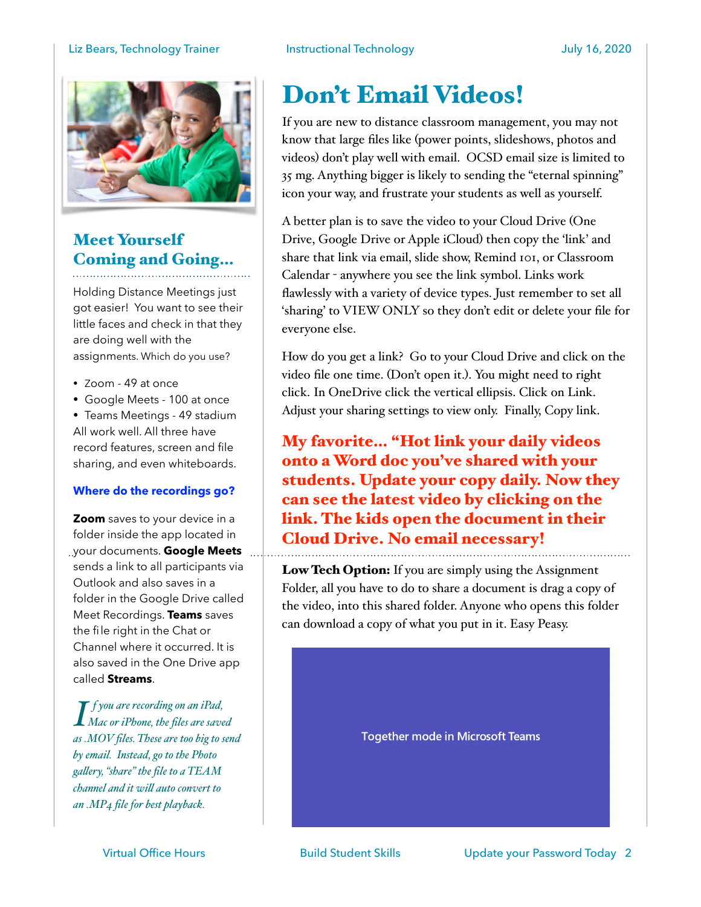## Meet Yourself Coming and Going…

Holding Distance Meetings just got easier! You want to see their little faces and check in that they are doing well with the assignments. Which do you use?

- Zoom - 49 at once
- Google Meets - 100 at once
- Teams Meetings - 49 stadium

All work well. All three have record features, screen and file sharing, and even whiteboards.

**Where do the recordings go?**

**Zoom** saves to your device in a folder inside the app located in your documents. **Google Meets** sends a link to all participants via Outlook and also saves in a folder in the Google Drive called Meet Recordings. **Teams** saves the file right in the Chat or Channel where it occurred. It is also saved in the One Drive app called **Streams**.

*If you are recording on an iPad, Mac or iPhone, the files are saved as .MOV files. These are too big to send by email. Instead, go to the Photo gallery, "share" the file to a TEAM channel and it will auto convert to an .MP4 file for best playback.*

# Don't Email Videos!

If you are new to distance classroom management, you may not know that large files like (power points, slideshows, photos and videos) don't play well with email. OCSD email size is limited to 35 mg. Anything bigger is likely to sending the "eternal spinning" icon your way, and frustrate your students as well as yourself.

A better plan is to save the video to your Cloud Drive (One Drive, Google Drive or Apple iCloud) then copy the 'link' and share that link via email, slide show, Remind 101, or Classroom Calendar - anywhere you see the link symbol. Links work flawlessly with a variety of device types. Just remember to set all 'sharing' to VIEW ONLY so they don't edit or delete your file for everyone else.

How do you get a link? Go to your Cloud Drive and click on the video file one time. (Don't open it.). You might need to right click. In OneDrive click the vertical ellipsis. Click on Link. Adjust your sharing settings to view only. Finally, Copy link.

**My favorite… "Hot link your daily videos onto a Word doc you've shared with your students. Update your copy daily. Now they can see the latest video by clicking on the link. The kids open the document in their Cloud Drive. No email necessary!**

**Low Tech Option:** If you are simply using the Assignment Folder, all you have to do to share a document is drag a copy of the video, into this shared folder. Anyone who opens this folder can download a copy of what you put in it. Easy Peasy.

Together mode in Microsoft Teams